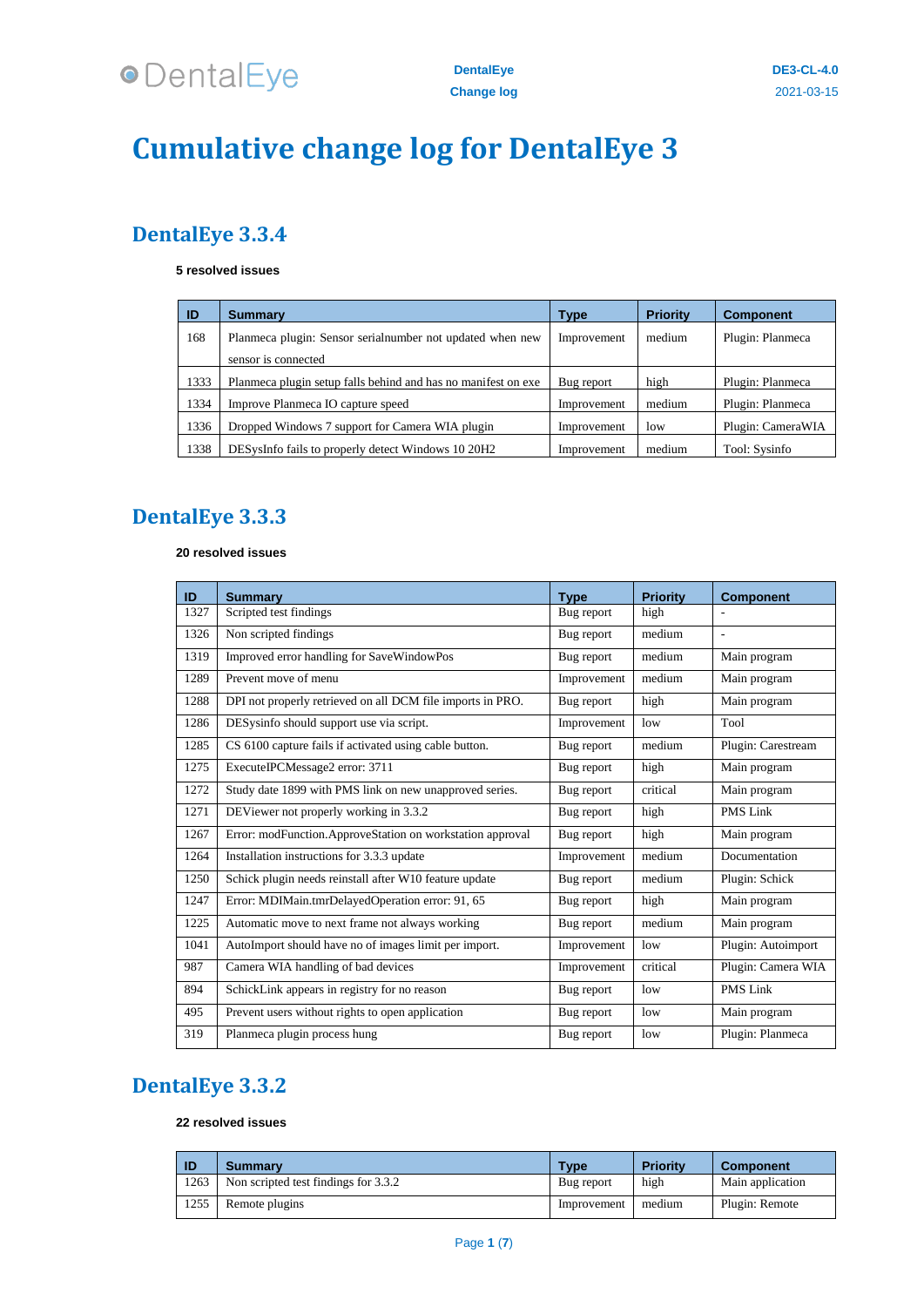# Cumulative change log for DentalEye 3

## DentalEye 3.3.4

**5 resolved issues**

| ID | Summary | Type | Priority | Component |
|---|---|---|---|---|
| 168 | Planmeca plugin: Sensor serialnumber not updated when new sensor is connected | Improvement | medium | Plugin: Planmeca |
| 1333 | Planmeca plugin setup falls behind and has no manifest on exe | Bug report | high | Plugin: Planmeca |
| 1334 | Improve Planmeca IO capture speed | Improvement | medium | Plugin: Planmeca |
| 1336 | Dropped Windows 7 support for Camera WIA plugin | Improvement | low | Plugin: CameraWIA |
| 1338 | DESysInfo fails to properly detect Windows 10 20H2 | Improvement | medium | Tool: Sysinfo |

## DentalEye 3.3.3

**20 resolved issues**

| ID | Summary | Type | Priority | Component |
|---|---|---|---|---|
| 1327 | Scripted test findings | Bug report | high | - |
| 1326 | Non scripted findings | Bug report | medium | - |
| 1319 | Improved error handling for SaveWindowPos | Bug report | medium | Main program |
| 1289 | Prevent move of menu | Improvement | medium | Main program |
| 1288 | DPI not properly retrieved on all DCM file imports in PRO. | Bug report | high | Main program |
| 1286 | DESysinfo should support use via script. | Improvement | low | Tool |
| 1285 | CS 6100 capture fails if activated using cable button. | Bug report | medium | Plugin: Carestream |
| 1275 | ExecuteIPCMessage2 error: 3711 | Bug report | high | Main program |
| 1272 | Study date 1899 with PMS link on new unapproved series. | Bug report | critical | Main program |
| 1271 | DEViewer not properly working in 3.3.2 | Bug report | high | PMS Link |
| 1267 | Error: modFunction.ApproveStation on workstation approval | Bug report | high | Main program |
| 1264 | Installation instructions for 3.3.3 update | Improvement | medium | Documentation |
| 1250 | Schick plugin needs reinstall after W10 feature update | Bug report | medium | Plugin: Schick |
| 1247 | Error: MDIMain.tmrDelayedOperation error: 91, 65 | Bug report | high | Main program |
| 1225 | Automatic move to next frame not always working | Bug report | medium | Main program |
| 1041 | AutoImport should have no of images limit per import. | Improvement | low | Plugin: Autoimport |
| 987 | Camera WIA handling of bad devices | Improvement | critical | Plugin: Camera WIA |
| 894 | SchickLink appears in registry for no reason | Bug report | low | PMS Link |
| 495 | Prevent users without rights to open application | Bug report | low | Main program |
| 319 | Planmeca plugin process hung | Bug report | low | Plugin: Planmeca |

## DentalEye 3.3.2

**22 resolved issues**

| ID | Summary | Type | Priority | Component |
|---|---|---|---|---|
| 1263 | Non scripted test findings for 3.3.2 | Bug report | high | Main application |
| 1255 | Remote plugins | Improvement | medium | Plugin: Remote |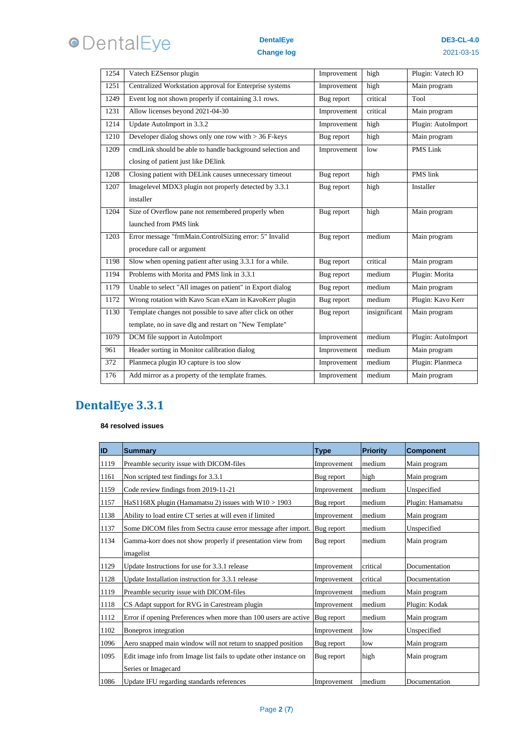| | | | | |
|---|---|---|---|---|
| 1254 | Vatech EZSensor plugin | Improvement | high | Plugin: Vatech IO |
| 1251 | Centralized Workstation approval for Enterprise systems | Improvement | high | Main program |
| 1249 | Event log not shown properly if containing 3.1 rows. | Bug report | critical | Tool |
| 1231 | Allow licenses beyond 2021-04-30 | Improvement | critical | Main program |
| 1214 | Update AutoImport in 3.3.2 | Improvement | high | Plugin: AutoImport |
| 1210 | Developer dialog shows only one row with > 36 F-keys | Bug report | high | Main program |
| 1209 | cmdLink should be able to handle background selection and closing of patient just like DElink | Improvement | low | PMS Link |
| 1208 | Closing patient with DELink causes unnecessary timeout | Bug report | high | PMS link |
| 1207 | Imagelevel MDX3 plugin not properly detected by 3.3.1 installer | Bug report | high | Installer |
| 1204 | Size of Overflow pane not remembered properly when launched from PMS link | Bug report | high | Main program |
| 1203 | Error message "frmMain.ControlSizing error: 5" Invalid procedure call or argument | Bug report | medium | Main program |
| 1198 | Slow when opening patient after using 3.3.1 for a while. | Bug report | critical | Main program |
| 1194 | Problems with Morita and PMS link in 3.3.1 | Bug report | medium | Plugin: Morita |
| 1179 | Unable to select "All images on patient" in Export dialog | Bug report | medium | Main program |
| 1172 | Wrong rotation with Kavo Scan eXam in KavoKerr plugin | Bug report | medium | Plugin: Kavo Kerr |
| 1130 | Template changes not possible to save after click on other template, no in save dlg and restart on "New Template" | Bug report | insignificant | Main program |
| 1079 | DCM file support in AutoImport | Improvement | medium | Plugin: AutoImport |
| 961 | Header sorting in Monitor calibration dialog | Improvement | medium | Main program |
| 372 | Planmeca plugin IO capture is too slow | Improvement | medium | Plugin: Planmeca |
| 176 | Add mirror as a property of the template frames. | Improvement | medium | Main program |

# DentalEye 3.3.1

**84 resolved issues**

| ID | Summary | Type | Priority | Component |
|---|---|---|---|---|
| 1119 | Preamble security issue with DICOM-files | Improvement | medium | Main program |
| 1161 | Non scripted test findings for 3.3.1 | Bug report | high | Main program |
| 1159 | Code review findings from 2019-11-21 | Improvement | medium | Unspecified |
| 1157 | HaS1168X plugin (Hamamatsu 2) issues with W10 > 1903 | Bug report | medium | Plugin: Hamamatsu |
| 1138 | Ability to load entire CT series at will even if limited | Improvement | medium | Main program |
| 1137 | Some DICOM files from Sectra cause error message after import. | Bug report | medium | Unspecified |
| 1134 | Gamma-korr does not show properly if presentation view from imagelist | Bug report | medium | Main program |
| 1129 | Update Instructions for use for 3.3.1 release | Improvement | critical | Documentation |
| 1128 | Update Installation instruction for 3.3.1 release | Improvement | critical | Documentation |
| 1119 | Preamble security issue with DICOM-files | Improvement | medium | Main program |
| 1118 | CS Adapt support for RVG in Carestream plugin | Improvement | medium | Plugin: Kodak |
| 1112 | Error if opening Preferences when more than 100 users are active | Bug report | medium | Main program |
| 1102 | Boneprox integration | Improvement | low | Unspecified |
| 1096 | Aero snapped main window will not return to snapped position | Bug report | low | Main program |
| 1095 | Edit image info from Image list fails to update other instance on Series or Imagecard | Bug report | high | Main program |
| 1086 | Update IFU regarding standards references | Improvement | medium | Documentation |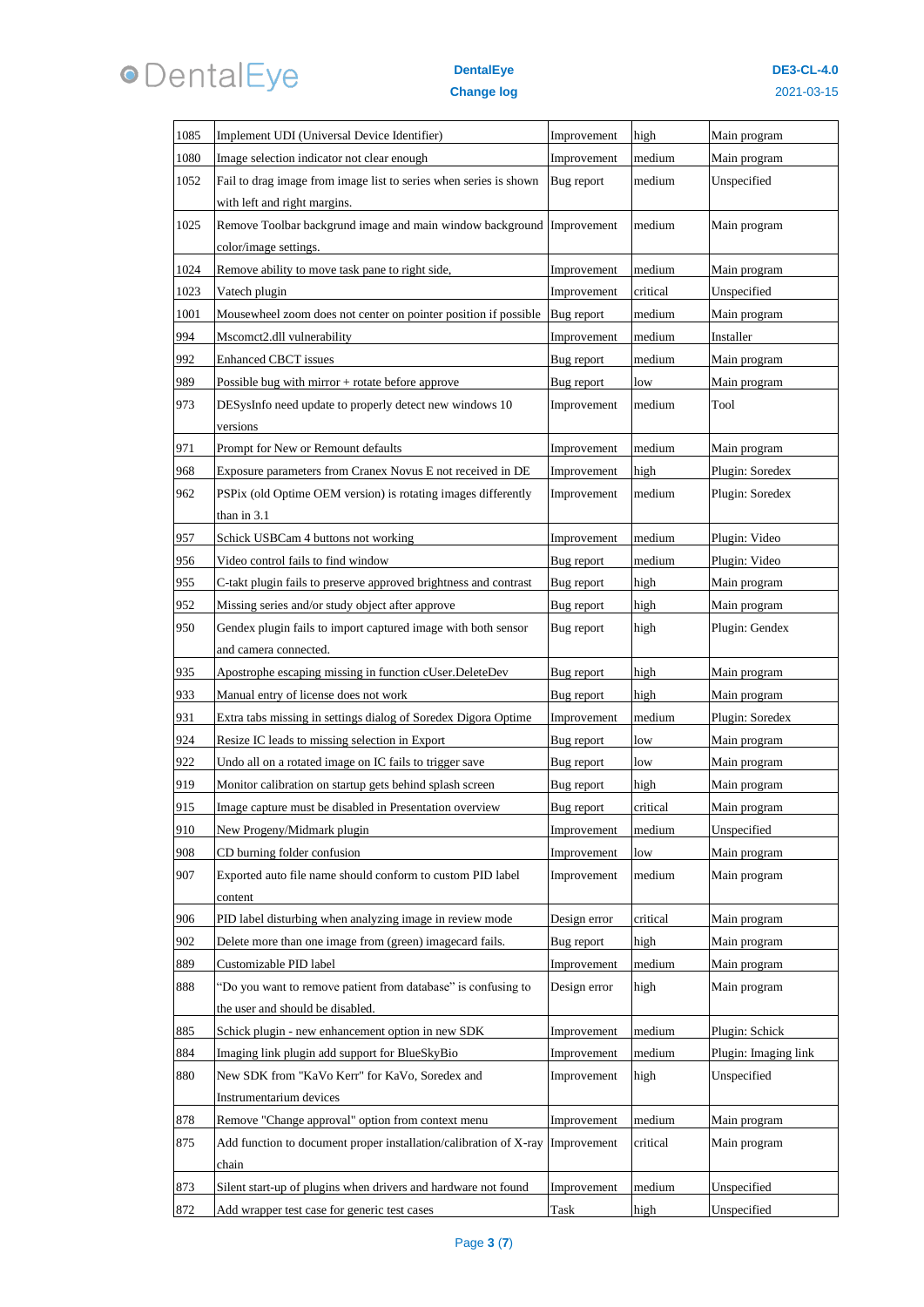| 1085 | Implement UDI (Universal Device Identifier) | Improvement | high | Main program |
|---|---|---|---|---|
| 1080 | Image selection indicator not clear enough | Improvement | medium | Main program |
| 1052 | Fail to drag image from image list to series when series is shown with left and right margins. | Bug report | medium | Unspecified |
| 1025 | Remove Toolbar backgrund image and main window background color/image settings. | Improvement | medium | Main program |
| 1024 | Remove ability to move task pane to right side, | Improvement | medium | Main program |
| 1023 | Vatech plugin | Improvement | critical | Unspecified |
| 1001 | Mousewheel zoom does not center on pointer position if possible | Bug report | medium | Main program |
| 994 | Mscomct2.dll vulnerability | Improvement | medium | Installer |
| 992 | Enhanced CBCT issues | Bug report | medium | Main program |
| 989 | Possible bug with mirror + rotate before approve | Bug report | low | Main program |
| 973 | DESysInfo need update to properly detect new windows 10 versions | Improvement | medium | Tool |
| 971 | Prompt for New or Remount defaults | Improvement | medium | Main program |
| 968 | Exposure parameters from Cranex Novus E not received in DE | Improvement | high | Plugin: Soredex |
| 962 | PSPix (old Optime OEM version) is rotating images differently than in 3.1 | Improvement | medium | Plugin: Soredex |
| 957 | Schick USBCam 4 buttons not working | Improvement | medium | Plugin: Video |
| 956 | Video control fails to find window | Bug report | medium | Plugin: Video |
| 955 | C-takt plugin fails to preserve approved brightness and contrast | Bug report | high | Main program |
| 952 | Missing series and/or study object after approve | Bug report | high | Main program |
| 950 | Gendex plugin fails to import captured image with both sensor and camera connected. | Bug report | high | Plugin: Gendex |
| 935 | Apostrophe escaping missing in function cUser.DeleteDev | Bug report | high | Main program |
| 933 | Manual entry of license does not work | Bug report | high | Main program |
| 931 | Extra tabs missing in settings dialog of Soredex Digora Optime | Improvement | medium | Plugin: Soredex |
| 924 | Resize IC leads to missing selection in Export | Bug report | low | Main program |
| 922 | Undo all on a rotated image on IC fails to trigger save | Bug report | low | Main program |
| 919 | Monitor calibration on startup gets behind splash screen | Bug report | high | Main program |
| 915 | Image capture must be disabled in Presentation overview | Bug report | critical | Main program |
| 910 | New Progeny/Midmark plugin | Improvement | medium | Unspecified |
| 908 | CD burning folder confusion | Improvement | low | Main program |
| 907 | Exported auto file name should conform to custom PID label content | Improvement | medium | Main program |
| 906 | PID label disturbing when analyzing image in review mode | Design error | critical | Main program |
| 902 | Delete more than one image from (green) imagecard fails. | Bug report | high | Main program |
| 889 | Customizable PID label | Improvement | medium | Main program |
| 888 | "Do you want to remove patient from database" is confusing to the user and should be disabled. | Design error | high | Main program |
| 885 | Schick plugin - new enhancement option in new SDK | Improvement | medium | Plugin: Schick |
| 884 | Imaging link plugin add support for BlueSkyBio | Improvement | medium | Plugin: Imaging link |
| 880 | New SDK from "KaVo Kerr" for KaVo, Soredex and Instrumentarium devices | Improvement | high | Unspecified |
| 878 | Remove "Change approval" option from context menu | Improvement | medium | Main program |
| 875 | Add function to document proper installation/calibration of X-ray chain | Improvement | critical | Main program |
| 873 | Silent start-up of plugins when drivers and hardware not found | Improvement | medium | Unspecified |
| 872 | Add wrapper test case for generic test cases | Task | high | Unspecified |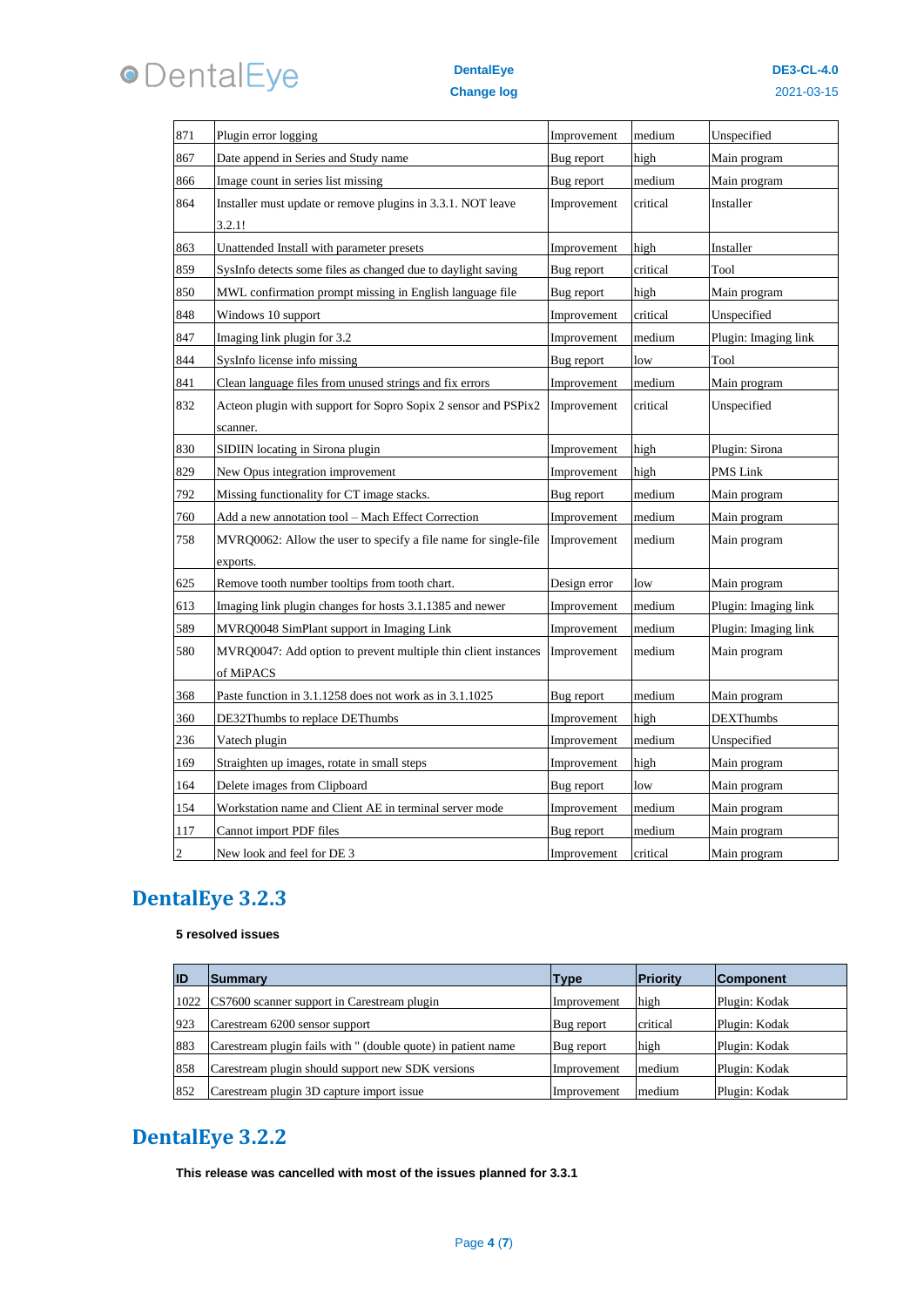| | | | | |
|---|---|---|---|---|
| 871 | Plugin error logging | Improvement | medium | Unspecified |
| 867 | Date append in Series and Study name | Bug report | high | Main program |
| 866 | Image count in series list missing | Bug report | medium | Main program |
| 864 | Installer must update or remove plugins in 3.3.1. NOT leave 3.2.1! | Improvement | critical | Installer |
| 863 | Unattended Install with parameter presets | Improvement | high | Installer |
| 859 | SysInfo detects some files as changed due to daylight saving | Bug report | critical | Tool |
| 850 | MWL confirmation prompt missing in English language file | Bug report | high | Main program |
| 848 | Windows 10 support | Improvement | critical | Unspecified |
| 847 | Imaging link plugin for 3.2 | Improvement | medium | Plugin: Imaging link |
| 844 | SysInfo license info missing | Bug report | low | Tool |
| 841 | Clean language files from unused strings and fix errors | Improvement | medium | Main program |
| 832 | Acteon plugin with support for Sopro Sopix 2 sensor and PSPix2 scanner. | Improvement | critical | Unspecified |
| 830 | SIDIIN locating in Sirona plugin | Improvement | high | Plugin: Sirona |
| 829 | New Opus integration improvement | Improvement | high | PMS Link |
| 792 | Missing functionality for CT image stacks. | Bug report | medium | Main program |
| 760 | Add a new annotation tool – Mach Effect Correction | Improvement | medium | Main program |
| 758 | MVRQ0062: Allow the user to specify a file name for single-file exports. | Improvement | medium | Main program |
| 625 | Remove tooth number tooltips from tooth chart. | Design error | low | Main program |
| 613 | Imaging link plugin changes for hosts 3.1.1385 and newer | Improvement | medium | Plugin: Imaging link |
| 589 | MVRQ0048 SimPlant support in Imaging Link | Improvement | medium | Plugin: Imaging link |
| 580 | MVRQ0047: Add option to prevent multiple thin client instances of MiPACS | Improvement | medium | Main program |
| 368 | Paste function in 3.1.1258 does not work as in 3.1.1025 | Bug report | medium | Main program |
| 360 | DE32Thumbs to replace DEThumbs | Improvement | high | DEXThumbs |
| 236 | Vatech plugin | Improvement | medium | Unspecified |
| 169 | Straighten up images, rotate in small steps | Improvement | high | Main program |
| 164 | Delete images from Clipboard | Bug report | low | Main program |
| 154 | Workstation name and Client AE in terminal server mode | Improvement | medium | Main program |
| 117 | Cannot import PDF files | Bug report | medium | Main program |
| 2 | New look and feel for DE 3 | Improvement | critical | Main program |

# DentalEye 3.2.3

**5 resolved issues**

| ID | Summary | Type | Priority | Component |
|---|---|---|---|---|
| 1022 | CS7600 scanner support in Carestream plugin | Improvement | high | Plugin: Kodak |
| 923 | Carestream 6200 sensor support | Bug report | critical | Plugin: Kodak |
| 883 | Carestream plugin fails with " (double quote) in patient name | Bug report | high | Plugin: Kodak |
| 858 | Carestream plugin should support new SDK versions | Improvement | medium | Plugin: Kodak |
| 852 | Carestream plugin 3D capture import issue | Improvement | medium | Plugin: Kodak |

# DentalEye 3.2.2

**This release was cancelled with most of the issues planned for 3.3.1**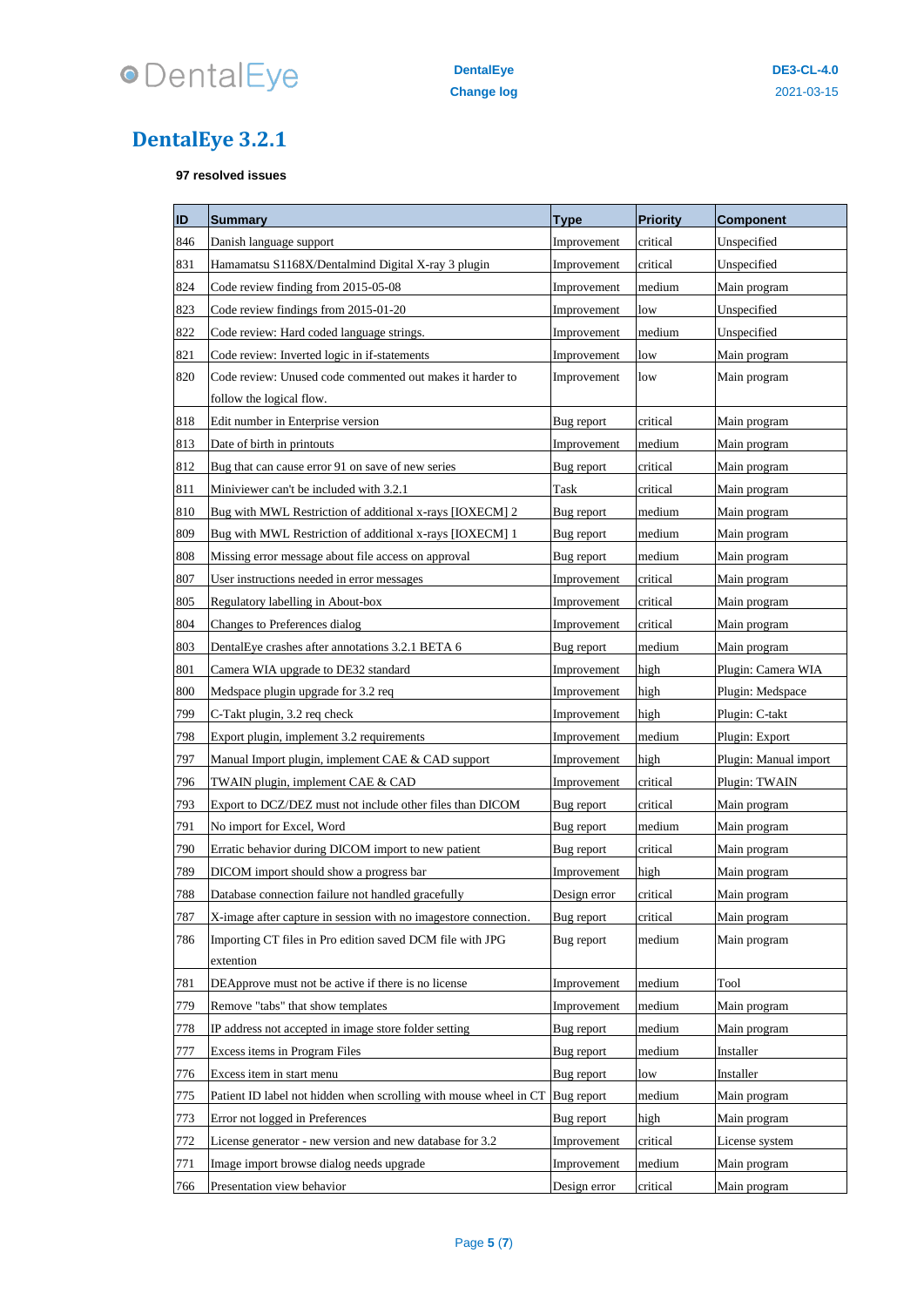# DentalEye 3.2.1

**97 resolved issues**

| ID | Summary | Type | Priority | Component |
|---|---|---|---|---|
| 846 | Danish language support | Improvement | critical | Unspecified |
| 831 | Hamamatsu S1168X/Dentalmind Digital X-ray 3 plugin | Improvement | critical | Unspecified |
| 824 | Code review finding from 2015-05-08 | Improvement | medium | Main program |
| 823 | Code review findings from 2015-01-20 | Improvement | low | Unspecified |
| 822 | Code review: Hard coded language strings. | Improvement | medium | Unspecified |
| 821 | Code review: Inverted logic in if-statements | Improvement | low | Main program |
| 820 | Code review: Unused code commented out makes it harder to follow the logical flow. | Improvement | low | Main program |
| 818 | Edit number in Enterprise version | Bug report | critical | Main program |
| 813 | Date of birth in printouts | Improvement | medium | Main program |
| 812 | Bug that can cause error 91 on save of new series | Bug report | critical | Main program |
| 811 | Miniviewer can't be included with 3.2.1 | Task | critical | Main program |
| 810 | Bug with MWL Restriction of additional x-rays [IOXECM] 2 | Bug report | medium | Main program |
| 809 | Bug with MWL Restriction of additional x-rays [IOXECM] 1 | Bug report | medium | Main program |
| 808 | Missing error message about file access on approval | Bug report | medium | Main program |
| 807 | User instructions needed in error messages | Improvement | critical | Main program |
| 805 | Regulatory labelling in About-box | Improvement | critical | Main program |
| 804 | Changes to Preferences dialog | Improvement | critical | Main program |
| 803 | DentalEye crashes after annotations 3.2.1 BETA 6 | Bug report | medium | Main program |
| 801 | Camera WIA upgrade to DE32 standard | Improvement | high | Plugin: Camera WIA |
| 800 | Medspace plugin upgrade for 3.2 req | Improvement | high | Plugin: Medspace |
| 799 | C-Takt plugin, 3.2 req check | Improvement | high | Plugin: C-takt |
| 798 | Export plugin, implement 3.2 requirements | Improvement | medium | Plugin: Export |
| 797 | Manual Import plugin, implement CAE & CAD support | Improvement | high | Plugin: Manual import |
| 796 | TWAIN plugin, implement CAE & CAD | Improvement | critical | Plugin: TWAIN |
| 793 | Export to DCZ/DEZ must not include other files than DICOM | Bug report | critical | Main program |
| 791 | No import for Excel, Word | Bug report | medium | Main program |
| 790 | Erratic behavior during DICOM import to new patient | Bug report | critical | Main program |
| 789 | DICOM import should show a progress bar | Improvement | high | Main program |
| 788 | Database connection failure not handled gracefully | Design error | critical | Main program |
| 787 | X-image after capture in session with no imagestore connection. | Bug report | critical | Main program |
| 786 | Importing CT files in Pro edition saved DCM file with JPG extention | Bug report | medium | Main program |
| 781 | DEApprove must not be active if there is no license | Improvement | medium | Tool |
| 779 | Remove "tabs" that show templates | Improvement | medium | Main program |
| 778 | IP address not accepted in image store folder setting | Bug report | medium | Main program |
| 777 | Excess items in Program Files | Bug report | medium | Installer |
| 776 | Excess item in start menu | Bug report | low | Installer |
| 775 | Patient ID label not hidden when scrolling with mouse wheel in CT | Bug report | medium | Main program |
| 773 | Error not logged in Preferences | Bug report | high | Main program |
| 772 | License generator - new version and new database for 3.2 | Improvement | critical | License system |
| 771 | Image import browse dialog needs upgrade | Improvement | medium | Main program |
| 766 | Presentation view behavior | Design error | critical | Main program |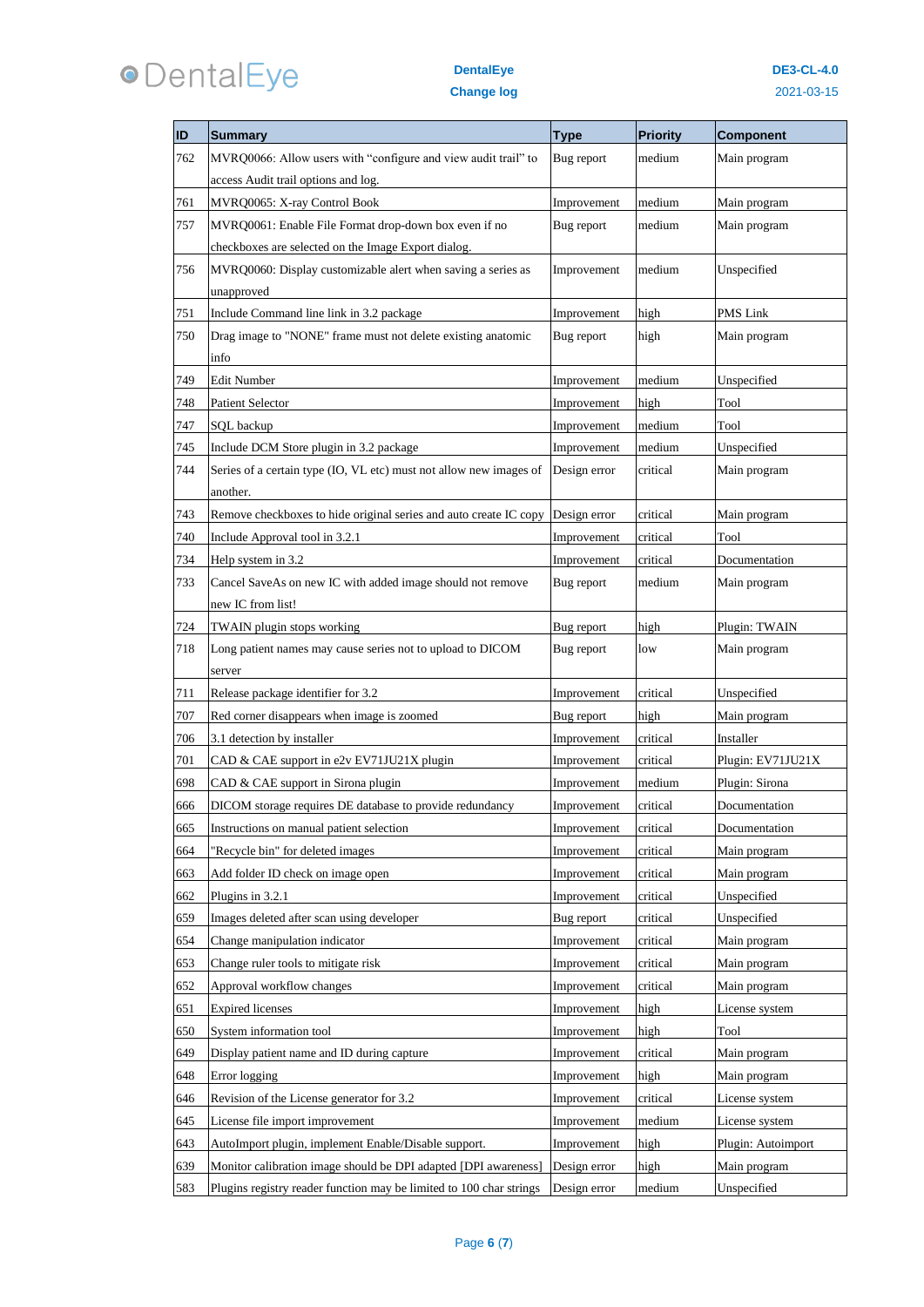| ID | Summary | Type | Priority | Component |
|---|---|---|---|---|
| 762 | MVRQ0066: Allow users with "configure and view audit trail" to access Audit trail options and log. | Bug report | medium | Main program |
| 761 | MVRQ0065: X-ray Control Book | Improvement | medium | Main program |
| 757 | MVRQ0061: Enable File Format drop-down box even if no checkboxes are selected on the Image Export dialog. | Bug report | medium | Main program |
| 756 | MVRQ0060: Display customizable alert when saving a series as unapproved | Improvement | medium | Unspecified |
| 751 | Include Command line link in 3.2 package | Improvement | high | PMS Link |
| 750 | Drag image to "NONE" frame must not delete existing anatomic info | Bug report | high | Main program |
| 749 | Edit Number | Improvement | medium | Unspecified |
| 748 | Patient Selector | Improvement | high | Tool |
| 747 | SQL backup | Improvement | medium | Tool |
| 745 | Include DCM Store plugin in 3.2 package | Improvement | medium | Unspecified |
| 744 | Series of a certain type (IO, VL etc) must not allow new images of another. | Design error | critical | Main program |
| 743 | Remove checkboxes to hide original series and auto create IC copy | Design error | critical | Main program |
| 740 | Include Approval tool in 3.2.1 | Improvement | critical | Tool |
| 734 | Help system in 3.2 | Improvement | critical | Documentation |
| 733 | Cancel SaveAs on new IC with added image should not remove new IC from list! | Bug report | medium | Main program |
| 724 | TWAIN plugin stops working | Bug report | high | Plugin: TWAIN |
| 718 | Long patient names may cause series not to upload to DICOM server | Bug report | low | Main program |
| 711 | Release package identifier for 3.2 | Improvement | critical | Unspecified |
| 707 | Red corner disappears when image is zoomed | Bug report | high | Main program |
| 706 | 3.1 detection by installer | Improvement | critical | Installer |
| 701 | CAD & CAE support in e2v EV71JU21X plugin | Improvement | critical | Plugin: EV71JU21X |
| 698 | CAD & CAE support in Sirona plugin | Improvement | medium | Plugin: Sirona |
| 666 | DICOM storage requires DE database to provide redundancy | Improvement | critical | Documentation |
| 665 | Instructions on manual patient selection | Improvement | critical | Documentation |
| 664 | "Recycle bin" for deleted images | Improvement | critical | Main program |
| 663 | Add folder ID check on image open | Improvement | critical | Main program |
| 662 | Plugins in 3.2.1 | Improvement | critical | Unspecified |
| 659 | Images deleted after scan using developer | Bug report | critical | Unspecified |
| 654 | Change manipulation indicator | Improvement | critical | Main program |
| 653 | Change ruler tools to mitigate risk | Improvement | critical | Main program |
| 652 | Approval workflow changes | Improvement | critical | Main program |
| 651 | Expired licenses | Improvement | high | License system |
| 650 | System information tool | Improvement | high | Tool |
| 649 | Display patient name and ID during capture | Improvement | critical | Main program |
| 648 | Error logging | Improvement | high | Main program |
| 646 | Revision of the License generator for 3.2 | Improvement | critical | License system |
| 645 | License file import improvement | Improvement | medium | License system |
| 643 | AutoImport plugin, implement Enable/Disable support. | Improvement | high | Plugin: Autoimport |
| 639 | Monitor calibration image should be DPI adapted [DPI awareness] | Design error | high | Main program |
| 583 | Plugins registry reader function may be limited to 100 char strings | Design error | medium | Unspecified |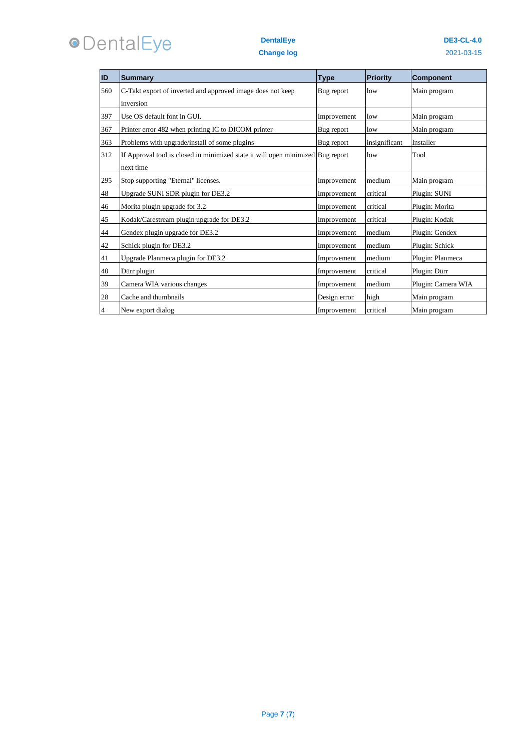| ID | Summary | Type | Priority | Component |
|---|---|---|---|---|
| 560 | C-Takt export of inverted and approved image does not keep inversion | Bug report | low | Main program |
| 397 | Use OS default font in GUI. | Improvement | low | Main program |
| 367 | Printer error 482 when printing IC to DICOM printer | Bug report | low | Main program |
| 363 | Problems with upgrade/install of some plugins | Bug report | insignificant | Installer |
| 312 | If Approval tool is closed in minimized state it will open minimized next time | Bug report | low | Tool |
| 295 | Stop supporting "Eternal" licenses. | Improvement | medium | Main program |
| 48 | Upgrade SUNI SDR plugin for DE3.2 | Improvement | critical | Plugin: SUNI |
| 46 | Morita plugin upgrade for 3.2 | Improvement | critical | Plugin: Morita |
| 45 | Kodak/Carestream plugin upgrade for DE3.2 | Improvement | critical | Plugin: Kodak |
| 44 | Gendex plugin upgrade for DE3.2 | Improvement | medium | Plugin: Gendex |
| 42 | Schick plugin for DE3.2 | Improvement | medium | Plugin: Schick |
| 41 | Upgrade Planmeca plugin for DE3.2 | Improvement | medium | Plugin: Planmeca |
| 40 | Dürr plugin | Improvement | critical | Plugin: Dürr |
| 39 | Camera WIA various changes | Improvement | medium | Plugin: Camera WIA |
| 28 | Cache and thumbnails | Design error | high | Main program |
| 4 | New export dialog | Improvement | critical | Main program |